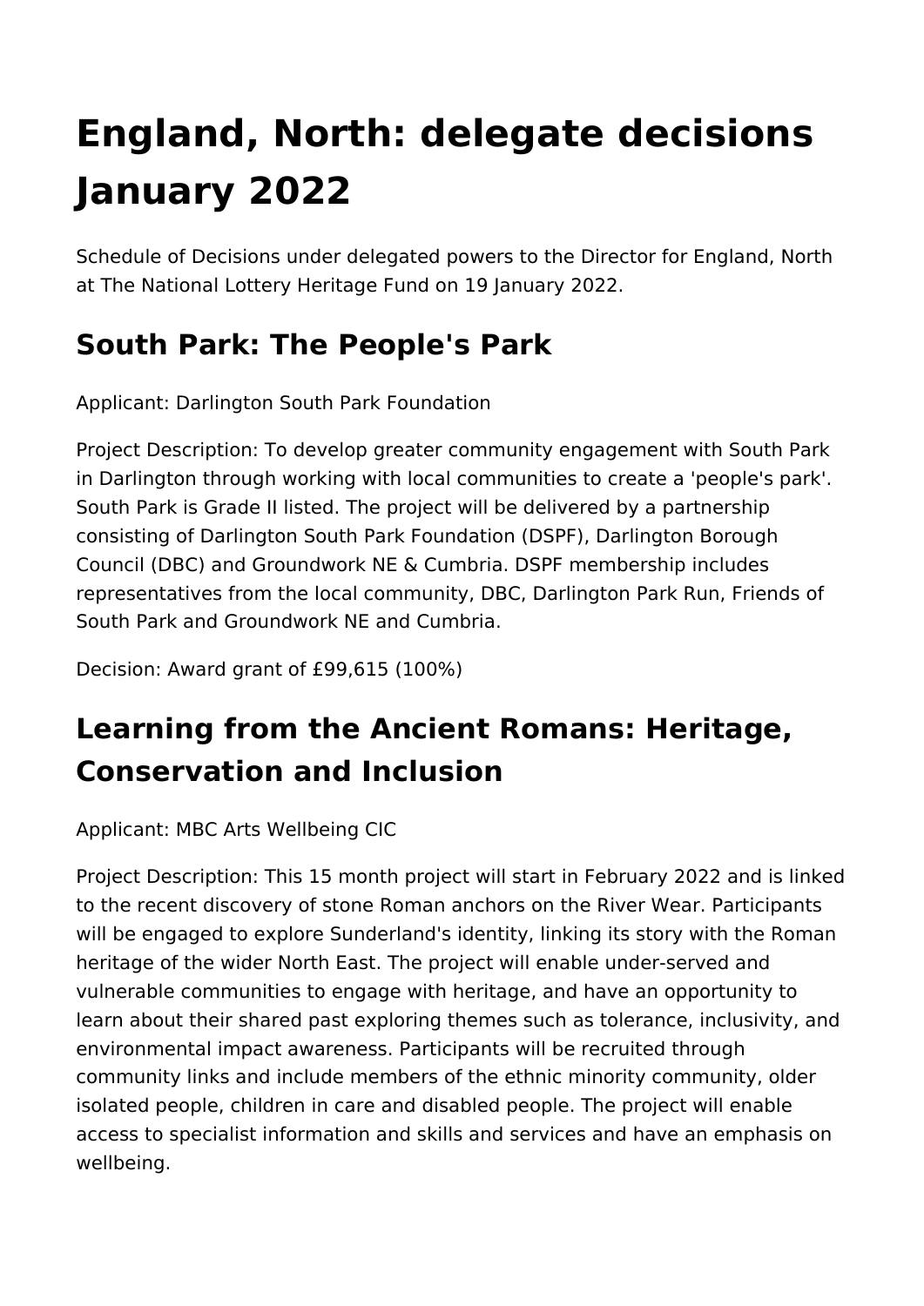# England, North: delegate decisions January 2022

Schedule of Decisions under delegated powers to the Director for England, North at The National Lottery Heritage Fund on 19 January 2022.

## South Park: The People's Park

Applicant: Darlington South Park Foundation

Project Description: To develop greater community engagement with South Park in Darlington through working with local communities to create a 'people's park'. South Park is Grade II listed. The project will be delivered by a partnership consisting of Darlington South Park Foundation (DSPF), Darlington Borough Council (DBC) and Groundwork NE & Cumbria. DSPF membership includes representatives from the local community, DBC, Darlington Park Run, Friends of South Park and Groundwork NE and Cumbria.

Decision: Award grant of £99,615 (100%)

## Learning from the Ancient Romans: Heritage, Conservation and Inclusion

Applicant: MBC Arts Wellbeing CIC

Project Description: This 15 month project will start in February 2022 and is linked to the recent discovery of stone Roman anchors on the River Wear. Participants will be engaged to explore Sunderland's identity, linking its story with the Roman heritage of the wider North East. The project will enable under-served and vulnerable communities to engage with heritage, and have an opportunity to learn about their shared past exploring themes such as tolerance, inclusivity, and environmental impact awareness. Participants will be recruited through community links and include members of the ethnic minority community, older isolated people, children in care and disabled people. The project will enable access to specialist information and skills and services and have an emphasis on wellbeing.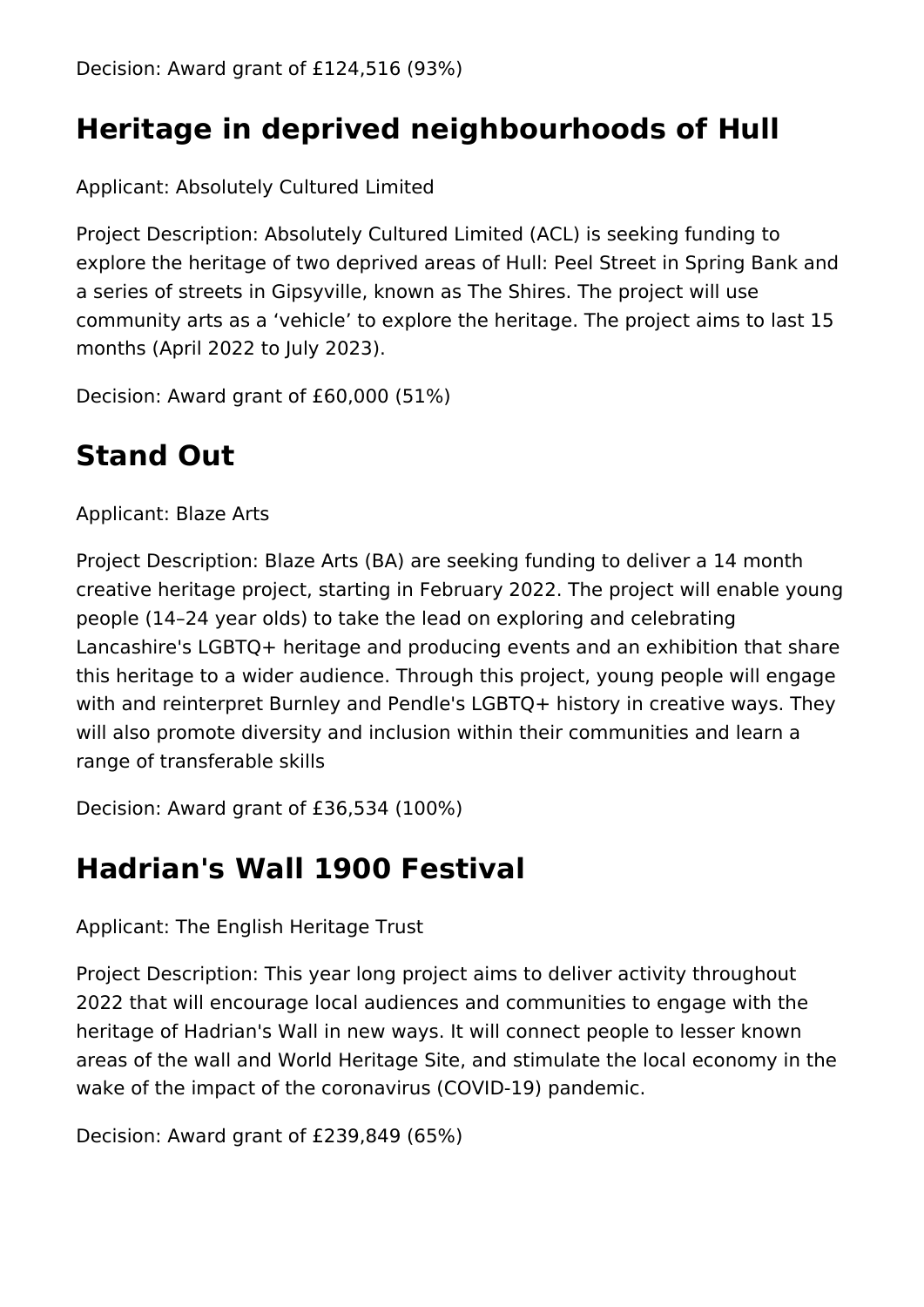Decision: Award grant of £124,516 (93%)

## Heritage in deprived neighbourhoods of Hull

Applicant: Absolutely Cultured Limited

Project Description: Absolutely Cultured Limited (ACL) is seeking funding to explore the heritage of two deprived areas of Hull: Peel Street in Spring Bank and a series of streets in Gipsyville, known as The Shires. The project will use community arts as a 'vehicle' to explore the heritage. The project aims to last 15 months (April 2022 to July 2023).

Decision: Award grant of £60,000 (51%)

## Stand Out

Applicant: Blaze Arts

Project Description: Blaze Arts (BA) are seeking funding to deliver a 14 month creative heritage project, starting in February 2022. The project will enable young people (14–24 year olds) to take the lead on exploring and celebrating Lancashire's LGBTQ+ heritage and producing events and an exhibition that share this heritage to a wider audience. Through this project, young people will engage with and reinterpret Burnley and Pendle's LGBTQ+ history in creative ways. They will also promote diversity and inclusion within their communities and learn a range of transferable skills

Decision: Award grant of £36,534 (100%)

## Hadrian's Wall 1900 Festival

Applicant: The English Heritage Trust

Project Description: This year long project aims to deliver activity throughout 2022 that will encourage local audiences and communities to engage with the heritage of Hadrian's Wall in new ways. It will connect people to lesser known areas of the wall and World Heritage Site, and stimulate the local economy in the wake of the impact of the coronavirus (COVID-19) pandemic.

Decision: Award grant of £239,849 (65%)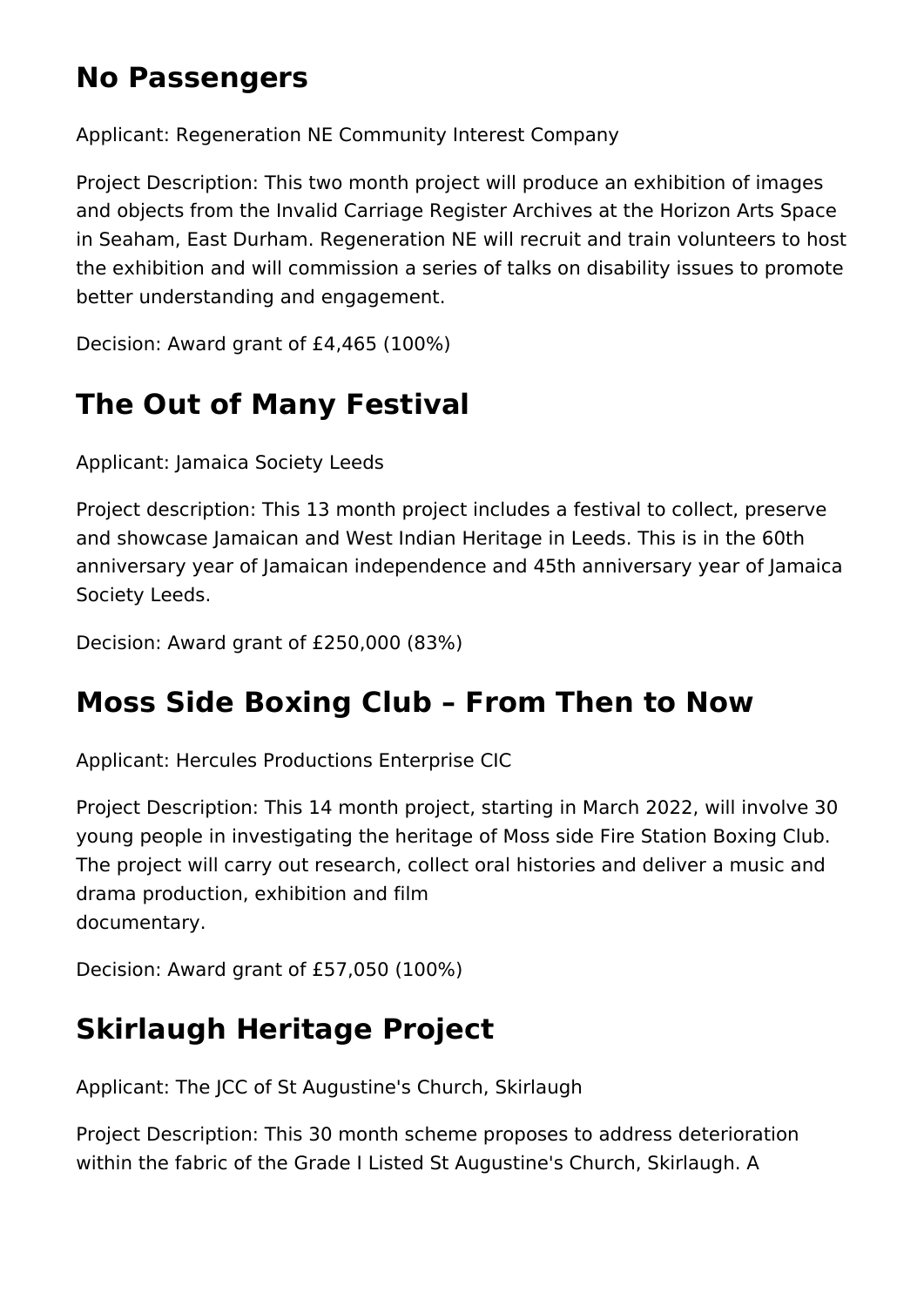## No Passengers

Applicant: Regeneration NE Community Interest Company

Project Description: This two month project will produce an exhibition of images and objects from the Invalid Carriage Register Archives at the Horizon Arts Space in Seaham, East Durham. Regeneration NE will recruit and train volunteers to host the exhibition and will commission a series of talks on disability issues to promote better understanding and engagement.

Decision: Award grant of £4,465 (100%)

## The Out of Many Festival

Applicant: Jamaica Society Leeds

Project description: This 13 month project includes a festival to collect, preserve and showcase Jamaican and West Indian Heritage in Leeds. This is in the 60th anniversary year of Jamaican independence and 45th anniversary year of Jamaica Society Leeds.

Decision: Award grant of £250,000 (83%)

## Moss Side Boxing Club – From Then to Now

Applicant: Hercules Productions Enterprise CIC

Project Description: This 14 month project, starting in March 2022, will involve 30 young people in investigating the heritage of Moss side Fire Station Boxing Club. The project will carry out research, collect oral histories and deliver a music and drama production, exhibition and film documentary.

Decision: Award grant of £57,050 (100%)

## Skirlaugh Heritage Project

Applicant: The JCC of St Augustine's Church, Skirlaugh

Project Description: This 30 month scheme proposes to address deterioration within the fabric of the Grade I Listed St Augustine's Church, Skirlaugh. A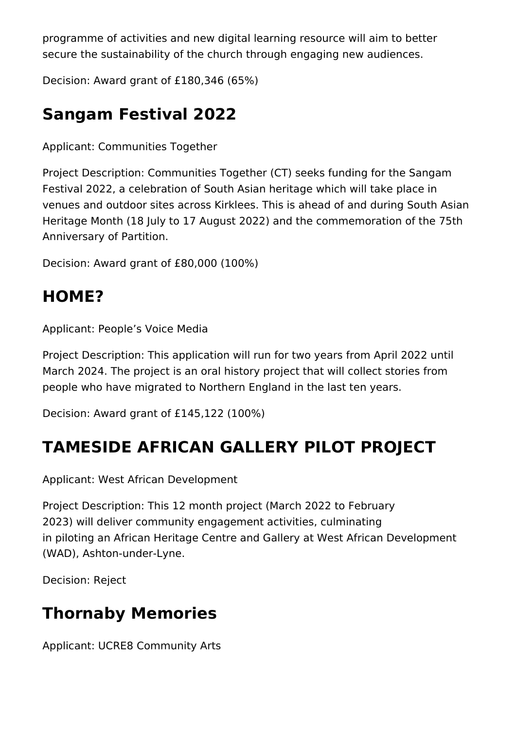programme of activities and new digital learning resource will aim to better secure the sustainability of the church through engaging new audiences.

Decision: Award grant of £180,346 (65%)

## Sangam Festival 2022

Applicant: Communities Together

Project Description: Communities Together (CT) seeks funding for the Sangam Festival 2022, a celebration of South Asian heritage which will take place in venues and outdoor sites across Kirklees. This is ahead of and during South Asian Heritage Month (18 July to 17 August 2022) and the commemoration of the 75th Anniversary of Partition.

Decision: Award grant of £80,000 (100%)

## HOME?

Applicant: People's Voice Media

Project Description: This application will run for two years from April 2022 until March 2024. The project is an oral history project that will collect stories from people who have migrated to Northern England in the last ten years.

Decision: Award grant of £145,122 (100%)

## TAMESIDE AFRICAN GALLERY PILOT PROJECT

Applicant: West African Development

Project Description: This 12 month project (March 2022 to February 2023) will deliver community engagement activities, culminating in piloting an African Heritage Centre and Gallery at West African Development (WAD), Ashton-under-Lyne.

Decision: Reject

## Thornaby Memories

Applicant: UCRE8 Community Arts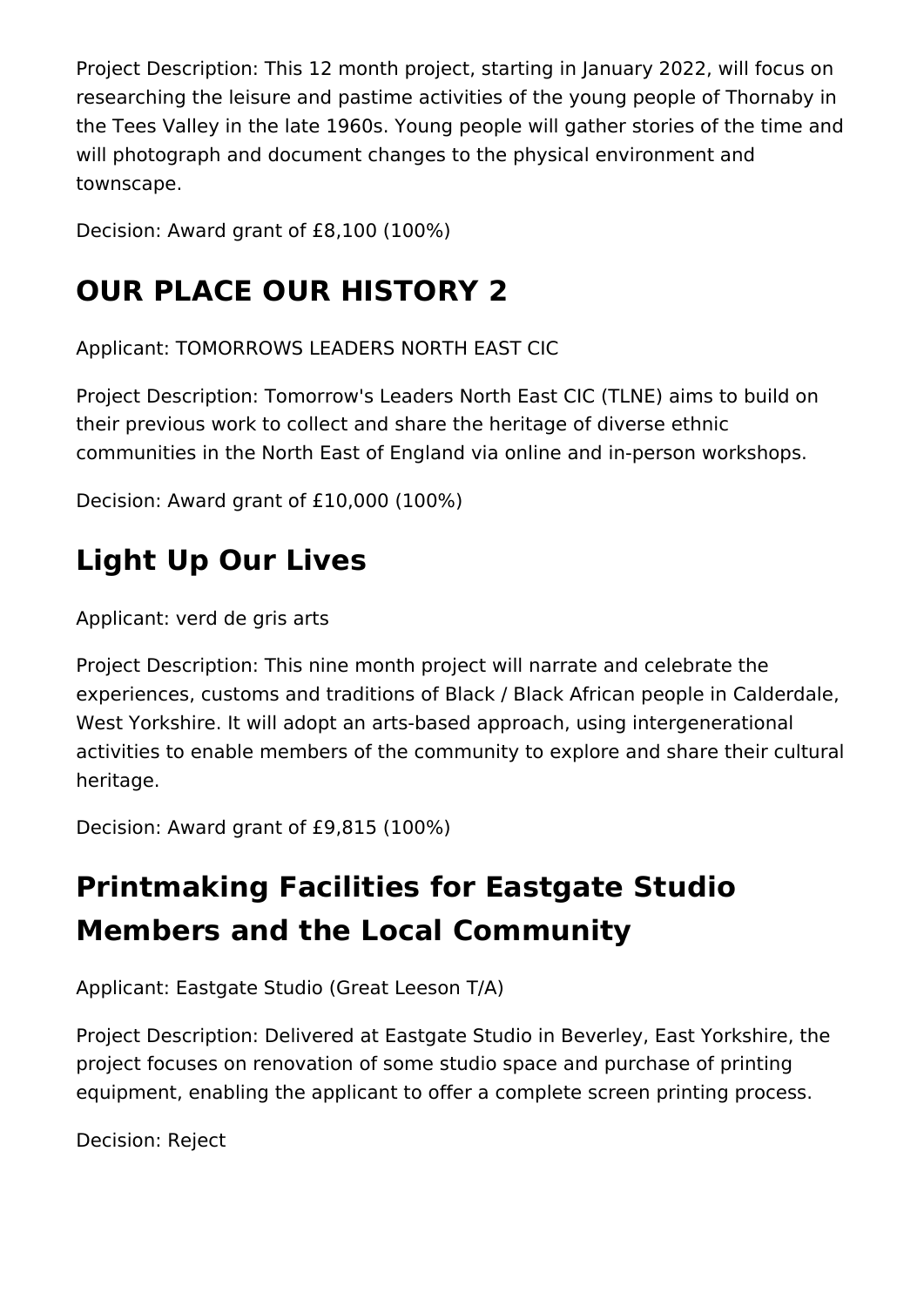Project Description: This 12 month project, starting in January 2022, will focus on researching the leisure and pastime activities of the young people of Thornaby in the Tees Valley in the late 1960s. Young people will gather stories of the time and will photograph and document changes to the physical environment and townscape.

Decision: Award grant of £8,100 (100%)

## OUR PLACE OUR HISTORY 2

Applicant: TOMORROWS LEADERS NORTH EAST CIC

Project Description: Tomorrow's Leaders North East CIC (TLNE) aims to build on their previous work to collect and share the heritage of diverse ethnic communities in the North East of England via online and in-person workshops.

Decision: Award grant of £10,000 (100%)

## Light Up Our Lives

Applicant: verd de gris arts

Project Description: This nine month project will narrate and celebrate the experiences, customs and traditions of Black / Black African people in Calderdale, West Yorkshire. It will adopt an arts-based approach, using intergenerational activities to enable members of the community to explore and share their cultural heritage.

Decision: Award grant of £9,815 (100%)

## Printmaking Facilities for Eastgate Studio Members and the Local Community

Applicant: Eastgate Studio (Great Leeson T/A)

Project Description: Delivered at Eastgate Studio in Beverley, East Yorkshire, the project focuses on renovation of some studio space and purchase of printing equipment, enabling the applicant to offer a complete screen printing process.

Decision: Reject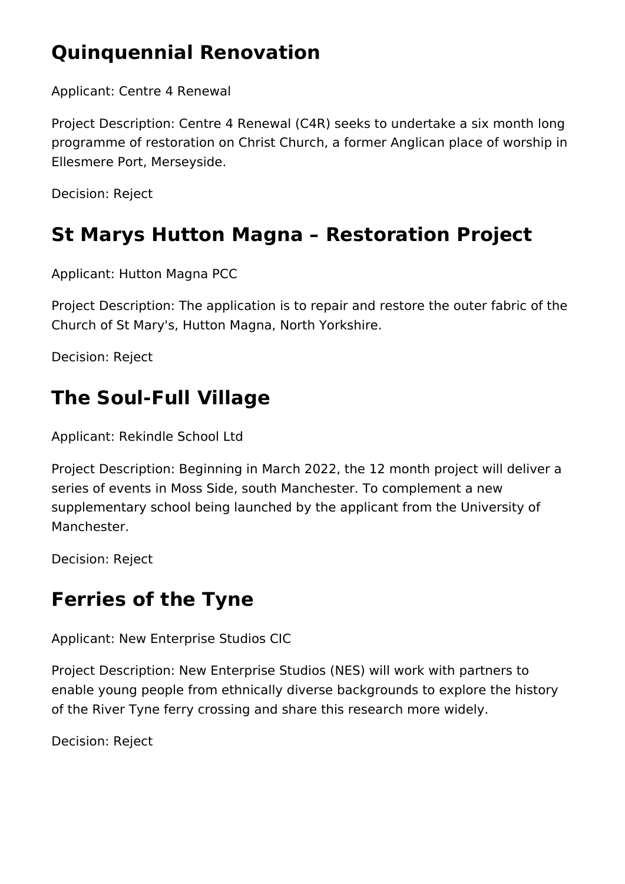## Quinquennial Renovation

Applicant: Centre 4 Renewal

Project Description: Centre 4 Renewal (C4R) seeks to undertake a six month long programme of restoration on Christ Church, a former Anglican place of worship in Ellesmere Port, Merseyside.

Decision: Reject

## St Marys Hutton Magna – Restoration Project

Applicant: Hutton Magna PCC

Project Description: The application is to repair and restore the outer fabric of the Church of St Mary's, Hutton Magna, North Yorkshire.

Decision: Reject

## The Soul-Full Village

Applicant: Rekindle School Ltd

Project Description: Beginning in March 2022, the 12 month project will deliver a series of events in Moss Side, south Manchester. To complement a new supplementary school being launched by the applicant from the University of Manchester.

Decision: Reject

## Ferries of the Tyne

Applicant: New Enterprise Studios CIC

Project Description: New Enterprise Studios (NES) will work with partners to enable young people from ethnically diverse backgrounds to explore the history of the River Tyne ferry crossing and share this research more widely.

Decision: Reject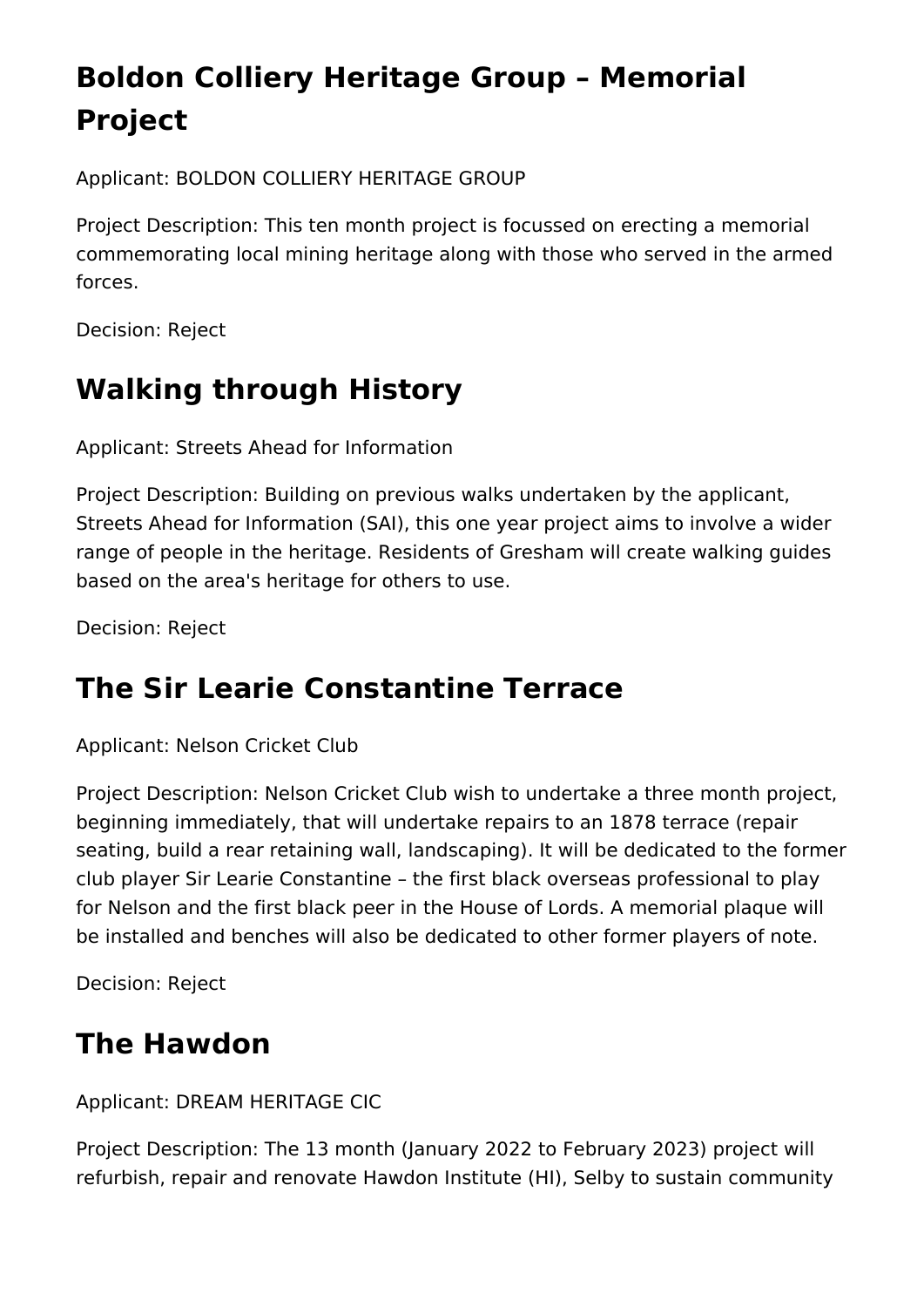## Boldon Colliery Heritage Group – Memorial Project

Applicant: BOLDON COLLIERY HERITAGE GROUP

Project Description: This ten month project is focussed on erecting a memorial commemorating local mining heritage along with those who served in the armed forces.

Decision: Reject

## Walking through History

Applicant: Streets Ahead for Information

Project Description: Building on previous walks undertaken by the applicant, Streets Ahead for Information (SAI), this one year project aims to involve a wider range of people in the heritage. Residents of Gresham will create walking guides based on the area's heritage for others to use.

Decision: Reject

## The Sir Learie Constantine Terrace

Applicant: Nelson Cricket Club

Project Description: Nelson Cricket Club wish to undertake a three month project, beginning immediately, that will undertake repairs to an 1878 terrace (repair seating, build a rear retaining wall, landscaping). It will be dedicated to the former club player Sir Learie Constantine – the first black overseas professional to play for Nelson and the first black peer in the House of Lords. A memorial plaque will be installed and benches will also be dedicated to other former players of note.

Decision: Reject

## The Hawdon

Applicant: DREAM HERITAGE CIC

Project Description: The 13 month (January 2022 to February 2023) project will refurbish, repair and renovate Hawdon Institute (HI), Selby to sustain community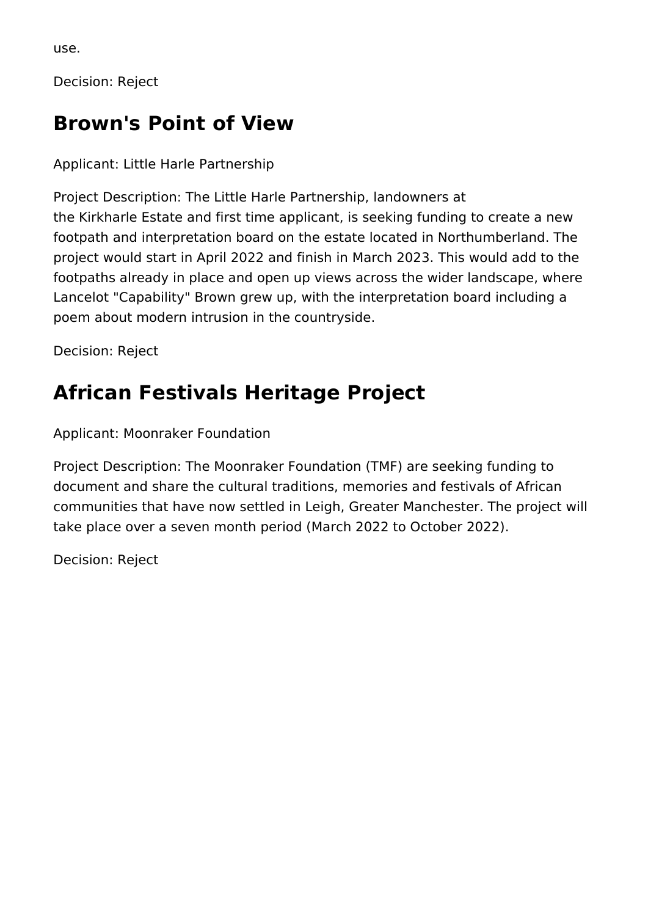use.

Decision: Reject

## Brown's Point of View

Applicant: Little Harle Partnership

Project Description: The Little Harle Partnership, landowners at the Kirkharle Estate and first time applicant, is seeking funding to create a new footpath and interpretation board on the estate located in Northumberland. The project would start in April 2022 and finish in March 2023. This would add to the footpaths already in place and open up views across the wider landscape, where Lancelot "Capability" Brown grew up, with the interpretation board including a poem about modern intrusion in the countryside.

Decision: Reject

## African Festivals Heritage Project

Applicant: Moonraker Foundation

Project Description: The Moonraker Foundation (TMF) are seeking funding to document and share the cultural traditions, memories and festivals of African communities that have now settled in Leigh, Greater Manchester. The project will take place over a seven month period (March 2022 to October 2022).

Decision: Reject